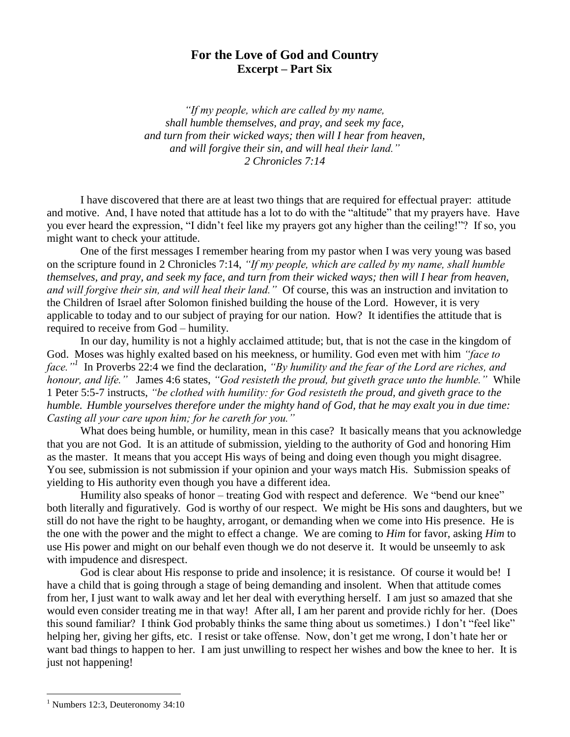# For the Love of God and Country

## Excerpt – Part Six

*"If my people, which are called by my name,*
*shall humble themselves, and pray, and seek my face,*
*and turn from their wicked ways; then will I hear from heaven,*
*and will forgive their sin, and will heal their land."*
*2 Chronicles 7:14*

I have discovered that there are at least two things that are required for effectual prayer: attitude and motive. And, I have noted that attitude has a lot to do with the "altitude" that my prayers have. Have you ever heard the expression, "I didn't feel like my prayers got any higher than the ceiling!"? If so, you might want to check your attitude.

One of the first messages I remember hearing from my pastor when I was very young was based on the scripture found in 2 Chronicles 7:14, *"If my people, which are called by my name, shall humble themselves, and pray, and seek my face, and turn from their wicked ways; then will I hear from heaven, and will forgive their sin, and will heal their land."* Of course, this was an instruction and invitation to the Children of Israel after Solomon finished building the house of the Lord. However, it is very applicable to today and to our subject of praying for our nation. How? It identifies the attitude that is required to receive from God – humility.

In our day, humility is not a highly acclaimed attitude; but, that is not the case in the kingdom of God. Moses was highly exalted based on his meekness, or humility. God even met with him *"face to face."*[1] In Proverbs 22:4 we find the declaration, *"By humility and the fear of the Lord are riches, and honour, and life."* James 4:6 states, *"God resisteth the proud, but giveth grace unto the humble."* While 1 Peter 5:5-7 instructs, *"be clothed with humility: for God resisteth the proud, and giveth grace to the humble. Humble yourselves therefore under the mighty hand of God, that he may exalt you in due time: Casting all your care upon him; for he careth for you."*

What does being humble, or humility, mean in this case? It basically means that you acknowledge that you are not God. It is an attitude of submission, yielding to the authority of God and honoring Him as the master. It means that you accept His ways of being and doing even though you might disagree. You see, submission is not submission if your opinion and your ways match His. Submission speaks of yielding to His authority even though you have a different idea.

Humility also speaks of honor – treating God with respect and deference. We "bend our knee" both literally and figuratively. God is worthy of our respect. We might be His sons and daughters, but we still do not have the right to be haughty, arrogant, or demanding when we come into His presence. He is the one with the power and the might to effect a change. We are coming to *Him* for favor, asking *Him* to use His power and might on our behalf even though we do not deserve it. It would be unseemly to ask with impudence and disrespect.

God is clear about His response to pride and insolence; it is resistance. Of course it would be! I have a child that is going through a stage of being demanding and insolent. When that attitude comes from her, I just want to walk away and let her deal with everything herself. I am just so amazed that she would even consider treating me in that way! After all, I am her parent and provide richly for her. (Does this sound familiar? I think God probably thinks the same thing about us sometimes.) I don't "feel like" helping her, giving her gifts, etc. I resist or take offense. Now, don't get me wrong, I don't hate her or want bad things to happen to her. I am just unwilling to respect her wishes and bow the knee to her. It is just not happening!

---

[1] Numbers 12:3, Deuteronomy 34:10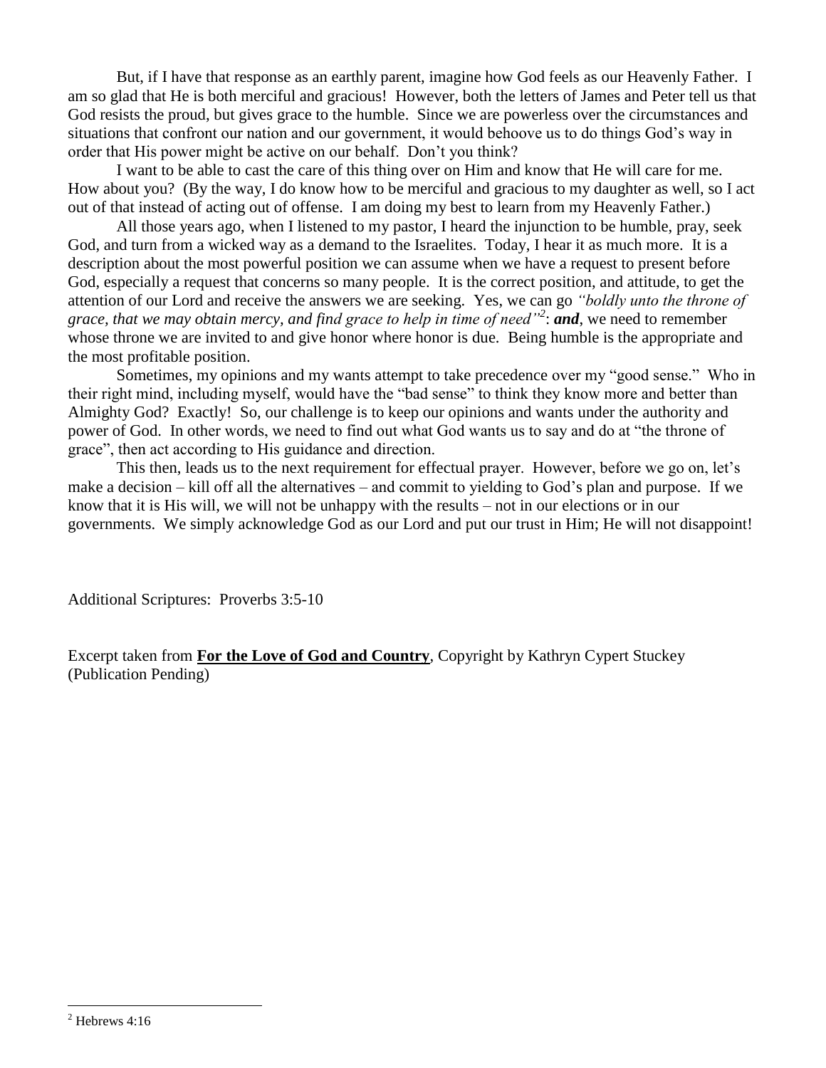But, if I have that response as an earthly parent, imagine how God feels as our Heavenly Father. I am so glad that He is both merciful and gracious! However, both the letters of James and Peter tell us that God resists the proud, but gives grace to the humble. Since we are powerless over the circumstances and situations that confront our nation and our government, it would behoove us to do things God's way in order that His power might be active on our behalf. Don't you think?

I want to be able to cast the care of this thing over on Him and know that He will care for me. How about you? (By the way, I do know how to be merciful and gracious to my daughter as well, so I act out of that instead of acting out of offense. I am doing my best to learn from my Heavenly Father.)

All those years ago, when I listened to my pastor, I heard the injunction to be humble, pray, seek God, and turn from a wicked way as a demand to the Israelites. Today, I hear it as much more. It is a description about the most powerful position we can assume when we have a request to present before God, especially a request that concerns so many people. It is the correct position, and attitude, to get the attention of our Lord and receive the answers we are seeking. Yes, we can go *"boldly unto the throne of grace, that we may obtain mercy, and find grace to help in time of need"*[2]: ***and***, we need to remember whose throne we are invited to and give honor where honor is due. Being humble is the appropriate and the most profitable position.

Sometimes, my opinions and my wants attempt to take precedence over my "good sense." Who in their right mind, including myself, would have the "bad sense" to think they know more and better than Almighty God? Exactly! So, our challenge is to keep our opinions and wants under the authority and power of God. In other words, we need to find out what God wants us to say and do at "the throne of grace", then act according to His guidance and direction.

This then, leads us to the next requirement for effectual prayer. However, before we go on, let's make a decision – kill off all the alternatives – and commit to yielding to God's plan and purpose. If we know that it is His will, we will not be unhappy with the results – not in our elections or in our governments. We simply acknowledge God as our Lord and put our trust in Him; He will not disappoint!

Additional Scriptures: Proverbs 3:5-10

Excerpt taken from **<u>For the Love of God and Country</u>**, Copyright by Kathryn Cypert Stuckey (Publication Pending)

[2] Hebrews 4:16